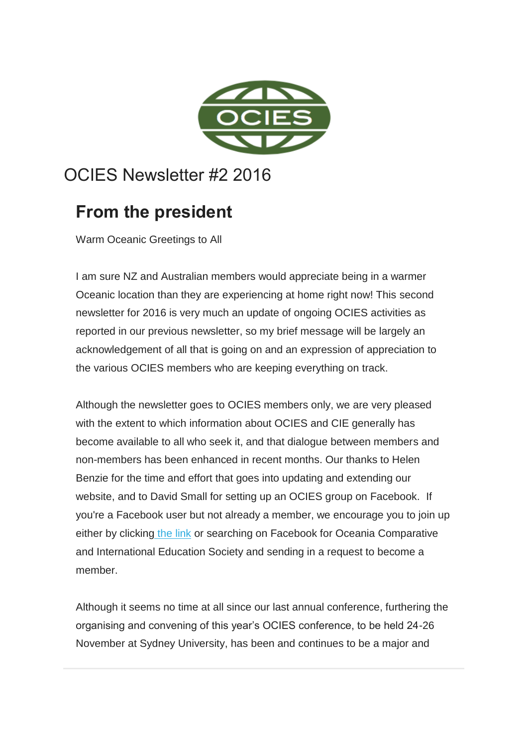# OCIES Newsletter #2 2016

## From the president

Warm Oceanic Greetings to All

I am sure NZ and Australian members would appreciate being in a warmer Oceanic location than they are experiencing at home right now! This second newsletter for 2016 is very much an update of ongoing OCIES activities as reported in our previous newsletter, so my brief message will be largely an acknowledgement of all that is going on and an expression of appreciation to the various OCIES members who are keeping everything on track.

Although the newsletter goes to OCIES members only, we are very pleased with the extent to which information about OCIES and CIE generally has become available to all who seek it, and that dialogue between members and non-members has been enhanced in recent months. Our thanks to Helen Benzie for the time and effort that goes into updating and extending our website, and to David Small for setting up an OCIES group on Facebook. If you're a Facebook user but not already a member, we encourage you to join up either by clicking the link or searching on Facebook for Oceania Comparative and International Education Society and sending in a request to become a member.

Although it seems no time at all since our last annual conference, furthering the organising and convening of this year's OCIES conference, to be held 24-26 November at Sydney University, has been and continues to be a major and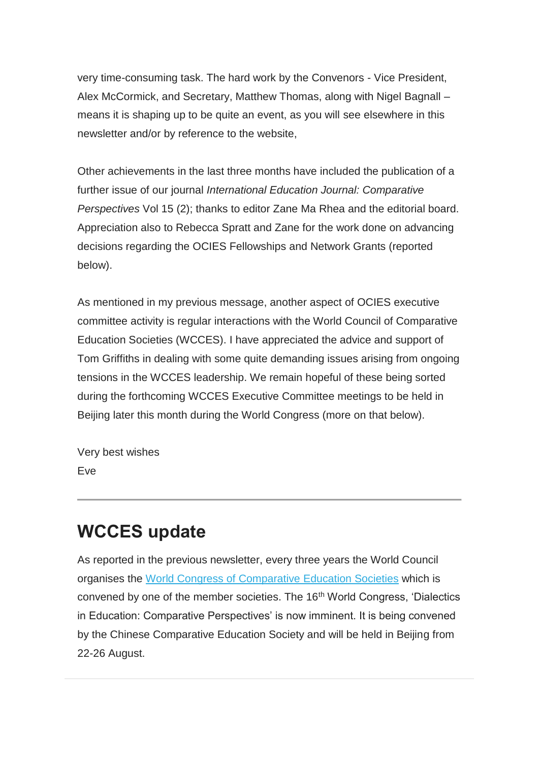very time-consuming task. The hard work by the Convenors - Vice President, Alex McCormick, and Secretary, Matthew Thomas, along with Nigel Bagnall – means it is shaping up to be quite an event, as you will see elsewhere in this newsletter and/or by reference to the website,

Other achievements in the last three months have included the publication of a further issue of our journal *International Education Journal: Comparative Perspectives* Vol 15 (2); thanks to editor Zane Ma Rhea and the editorial board. Appreciation also to Rebecca Spratt and Zane for the work done on advancing decisions regarding the OCIES Fellowships and Network Grants (reported below).

As mentioned in my previous message, another aspect of OCIES executive committee activity is regular interactions with the World Council of Comparative Education Societies (WCCES). I have appreciated the advice and support of Tom Griffiths in dealing with some quite demanding issues arising from ongoing tensions in the WCCES leadership. We remain hopeful of these being sorted during the forthcoming WCCES Executive Committee meetings to be held in Beijing later this month during the World Congress (more on that below).

Very best wishes
Eve

---

## WCCES update

As reported in the previous newsletter, every three years the World Council organises the World Congress of Comparative Education Societies which is convened by one of the member societies. The 16th World Congress, 'Dialectics in Education: Comparative Perspectives' is now imminent. It is being convened by the Chinese Comparative Education Society and will be held in Beijing from 22-26 August.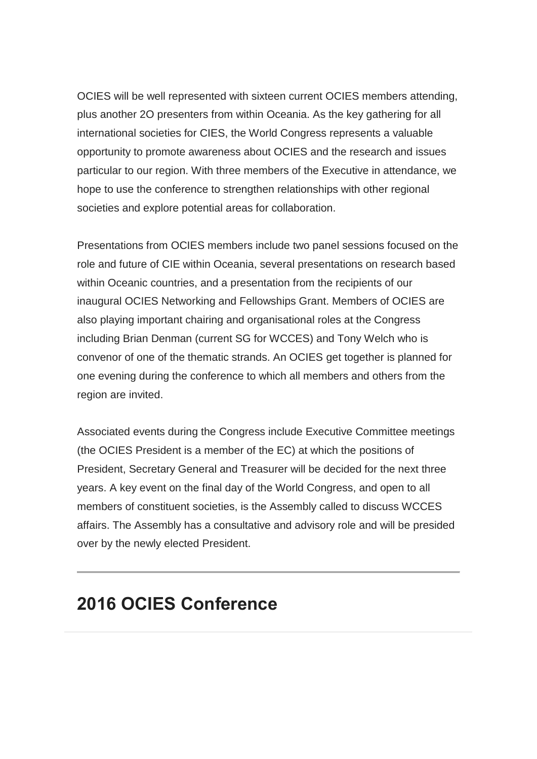OCIES will be well represented with sixteen current OCIES members attending, plus another 2O presenters from within Oceania. As the key gathering for all international societies for CIES, the World Congress represents a valuable opportunity to promote awareness about OCIES and the research and issues particular to our region. With three members of the Executive in attendance, we hope to use the conference to strengthen relationships with other regional societies and explore potential areas for collaboration.

Presentations from OCIES members include two panel sessions focused on the role and future of CIE within Oceania, several presentations on research based within Oceanic countries, and a presentation from the recipients of our inaugural OCIES Networking and Fellowships Grant. Members of OCIES are also playing important chairing and organisational roles at the Congress including Brian Denman (current SG for WCCES) and Tony Welch who is convenor of one of the thematic strands. An OCIES get together is planned for one evening during the conference to which all members and others from the region are invited.

Associated events during the Congress include Executive Committee meetings (the OCIES President is a member of the EC) at which the positions of President, Secretary General and Treasurer will be decided for the next three years. A key event on the final day of the World Congress, and open to all members of constituent societies, is the Assembly called to discuss WCCES affairs. The Assembly has a consultative and advisory role and will be presided over by the newly elected President.

---

## 2016 OCIES Conference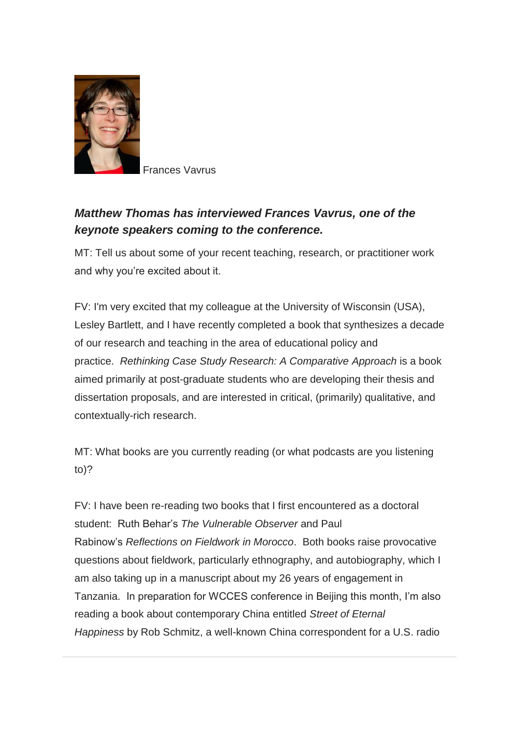Frances Vavrus

***Matthew Thomas has interviewed Frances Vavrus, one of the keynote speakers coming to the conference.***

MT: Tell us about some of your recent teaching, research, or practitioner work and why you're excited about it.

FV: I'm very excited that my colleague at the University of Wisconsin (USA), Lesley Bartlett, and I have recently completed a book that synthesizes a decade of our research and teaching in the area of educational policy and practice. *Rethinking Case Study Research: A Comparative Approach* is a book aimed primarily at post-graduate students who are developing their thesis and dissertation proposals, and are interested in critical, (primarily) qualitative, and contextually-rich research.

MT: What books are you currently reading (or what podcasts are you listening to)?

FV: I have been re-reading two books that I first encountered as a doctoral student: Ruth Behar's *The Vulnerable Observer* and Paul Rabinow's *Reflections on Fieldwork in Morocco*. Both books raise provocative questions about fieldwork, particularly ethnography, and autobiography, which I am also taking up in a manuscript about my 26 years of engagement in Tanzania. In preparation for WCCES conference in Beijing this month, I'm also reading a book about contemporary China entitled *Street of Eternal Happiness* by Rob Schmitz, a well-known China correspondent for a U.S. radio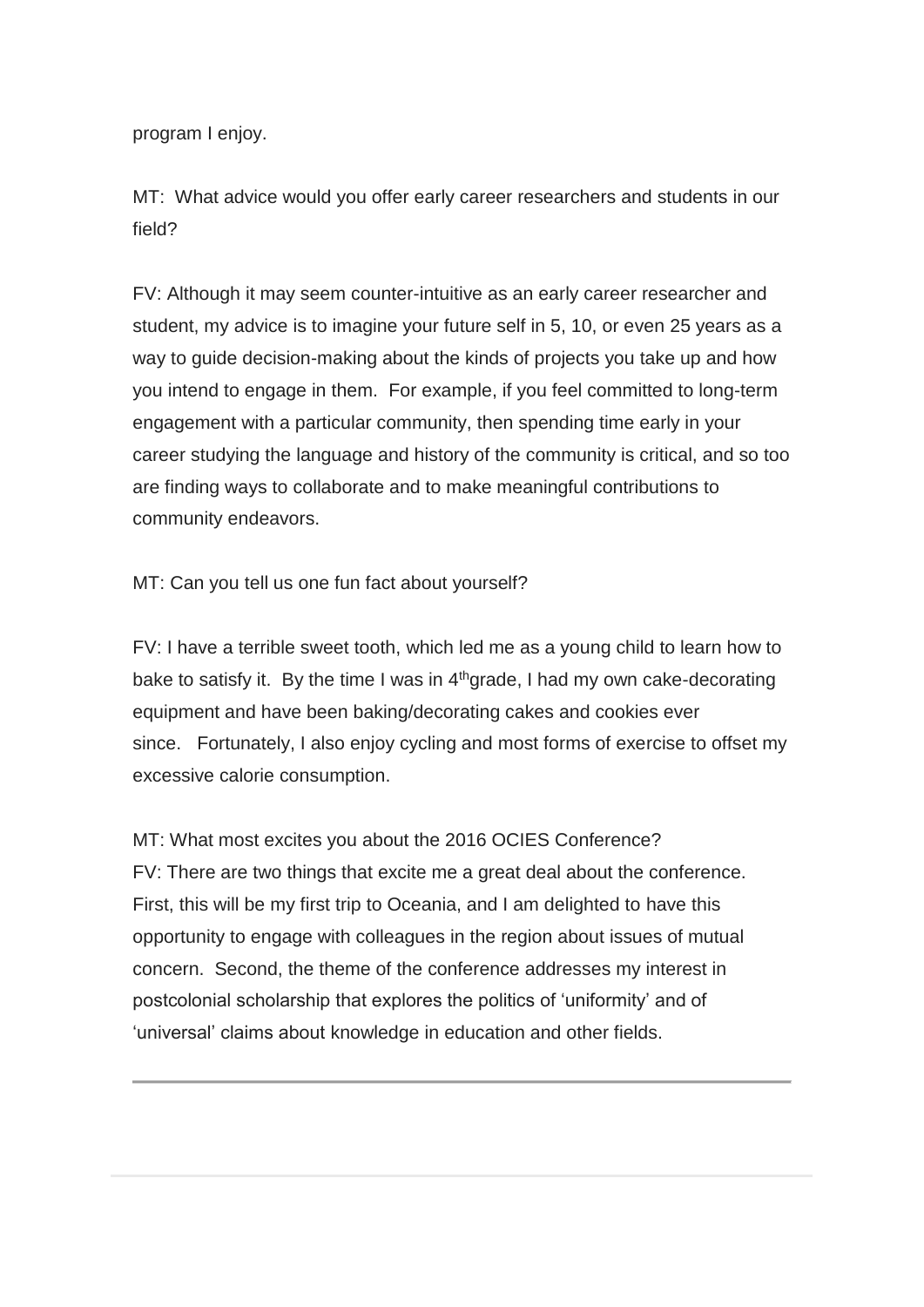program I enjoy.

MT: What advice would you offer early career researchers and students in our field?

FV: Although it may seem counter-intuitive as an early career researcher and student, my advice is to imagine your future self in 5, 10, or even 25 years as a way to guide decision-making about the kinds of projects you take up and how you intend to engage in them. For example, if you feel committed to long-term engagement with a particular community, then spending time early in your career studying the language and history of the community is critical, and so too are finding ways to collaborate and to make meaningful contributions to community endeavors.

MT: Can you tell us one fun fact about yourself?

FV: I have a terrible sweet tooth, which led me as a young child to learn how to bake to satisfy it. By the time I was in 4th grade, I had my own cake-decorating equipment and have been baking/decorating cakes and cookies ever since. Fortunately, I also enjoy cycling and most forms of exercise to offset my excessive calorie consumption.

MT: What most excites you about the 2016 OCIES Conference?

FV: There are two things that excite me a great deal about the conference. First, this will be my first trip to Oceania, and I am delighted to have this opportunity to engage with colleagues in the region about issues of mutual concern. Second, the theme of the conference addresses my interest in postcolonial scholarship that explores the politics of 'uniformity' and of 'universal' claims about knowledge in education and other fields.

---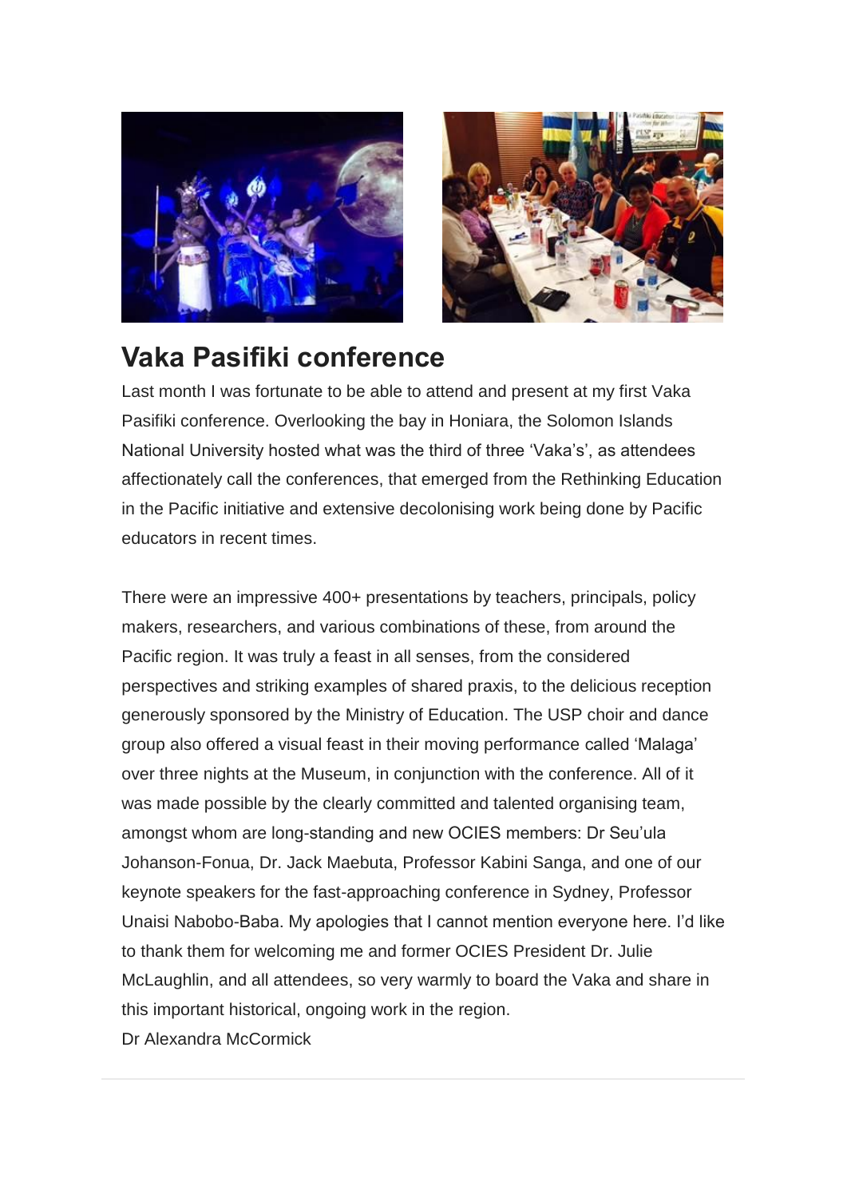## Vaka Pasifiki conference

Last month I was fortunate to be able to attend and present at my first Vaka Pasifiki conference. Overlooking the bay in Honiara, the Solomon Islands National University hosted what was the third of three 'Vaka's', as attendees affectionately call the conferences, that emerged from the Rethinking Education in the Pacific initiative and extensive decolonising work being done by Pacific educators in recent times.

There were an impressive 400+ presentations by teachers, principals, policy makers, researchers, and various combinations of these, from around the Pacific region. It was truly a feast in all senses, from the considered perspectives and striking examples of shared praxis, to the delicious reception generously sponsored by the Ministry of Education. The USP choir and dance group also offered a visual feast in their moving performance called 'Malaga' over three nights at the Museum, in conjunction with the conference. All of it was made possible by the clearly committed and talented organising team, amongst whom are long-standing and new OCIES members: Dr Seu'ula Johanson-Fonua, Dr. Jack Maebuta, Professor Kabini Sanga, and one of our keynote speakers for the fast-approaching conference in Sydney, Professor Unaisi Nabobo-Baba. My apologies that I cannot mention everyone here. I'd like to thank them for welcoming me and former OCIES President Dr. Julie McLaughlin, and all attendees, so very warmly to board the Vaka and share in this important historical, ongoing work in the region.

Dr Alexandra McCormick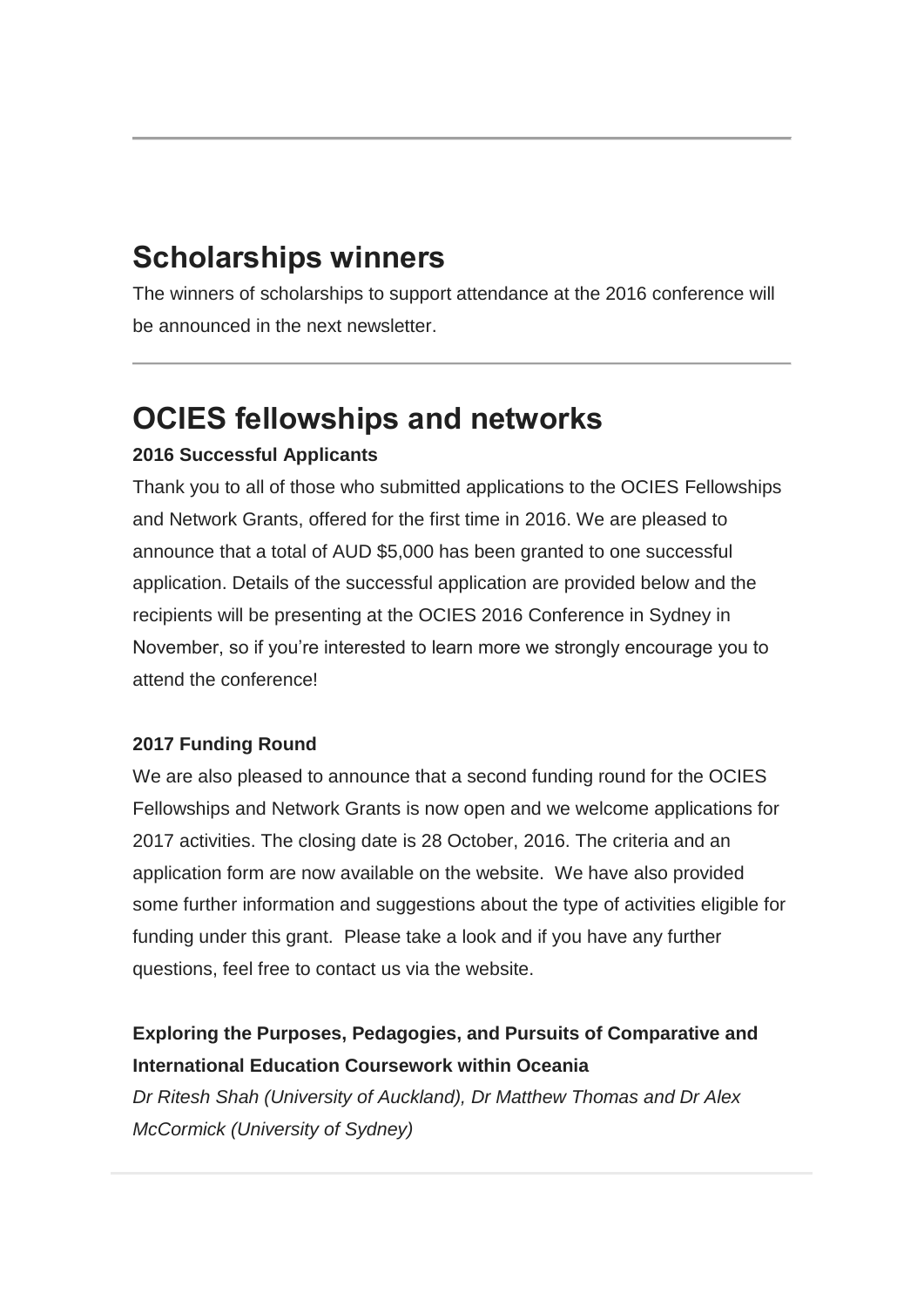## Scholarships winners

The winners of scholarships to support attendance at the 2016 conference will be announced in the next newsletter.

---

## OCIES fellowships and networks

**2016 Successful Applicants**

Thank you to all of those who submitted applications to the OCIES Fellowships and Network Grants, offered for the first time in 2016. We are pleased to announce that a total of AUD $5,000 has been granted to one successful application. Details of the successful application are provided below and the recipients will be presenting at the OCIES 2016 Conference in Sydney in November, so if you're interested to learn more we strongly encourage you to attend the conference!

**2017 Funding Round**

We are also pleased to announce that a second funding round for the OCIES Fellowships and Network Grants is now open and we welcome applications for 2017 activities. The closing date is 28 October, 2016. The criteria and an application form are now available on the website. We have also provided some further information and suggestions about the type of activities eligible for funding under this grant. Please take a look and if you have any further questions, feel free to contact us via the website.

**Exploring the Purposes, Pedagogies, and Pursuits of Comparative and International Education Coursework within Oceania**

*Dr Ritesh Shah (University of Auckland), Dr Matthew Thomas and Dr Alex McCormick (University of Sydney)*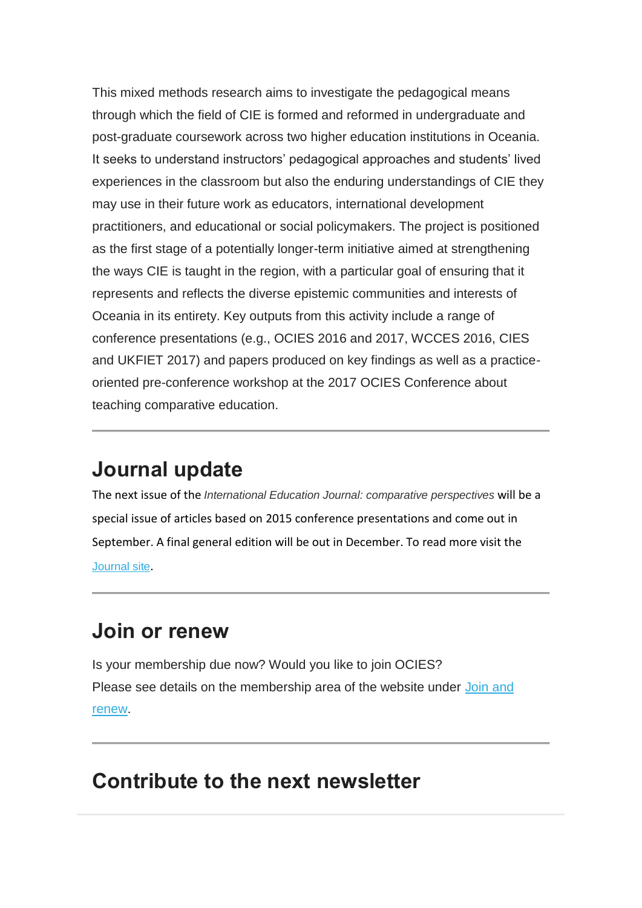This mixed methods research aims to investigate the pedagogical means through which the field of CIE is formed and reformed in undergraduate and post-graduate coursework across two higher education institutions in Oceania. It seeks to understand instructors' pedagogical approaches and students' lived experiences in the classroom but also the enduring understandings of CIE they may use in their future work as educators, international development practitioners, and educational or social policymakers. The project is positioned as the first stage of a potentially longer-term initiative aimed at strengthening the ways CIE is taught in the region, with a particular goal of ensuring that it represents and reflects the diverse epistemic communities and interests of Oceania in its entirety. Key outputs from this activity include a range of conference presentations (e.g., OCIES 2016 and 2017, WCCES 2016, CIES and UKFIET 2017) and papers produced on key findings as well as a practice-oriented pre-conference workshop at the 2017 OCIES Conference about teaching comparative education.

---

## Journal update

The next issue of the *International Education Journal: comparative perspectives* will be a special issue of articles based on 2015 conference presentations and come out in September. A final general edition will be out in December. To read more visit the Journal site.

---

## Join or renew

Is your membership due now? Would you like to join OCIES?
Please see details on the membership area of the website under Join and renew.

---

## Contribute to the next newsletter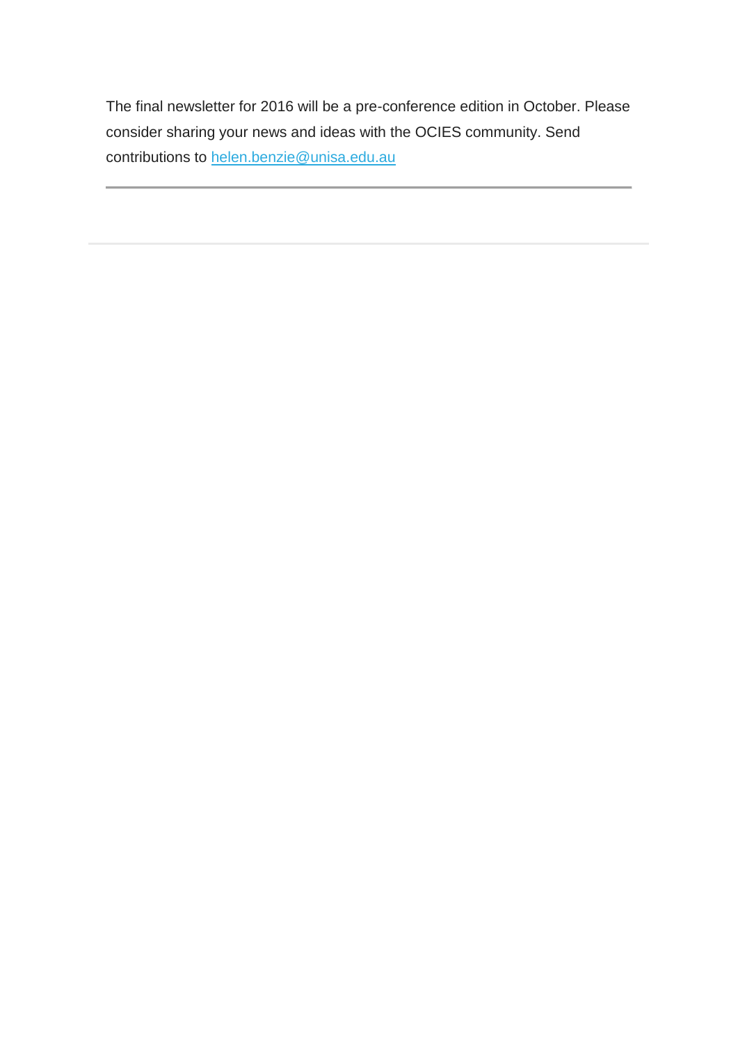The final newsletter for 2016 will be a pre-conference edition in October. Please consider sharing your news and ideas with the OCIES community. Send contributions to [helen.benzie@unisa.edu.au](mailto:helen.benzie@unisa.edu.au)

---